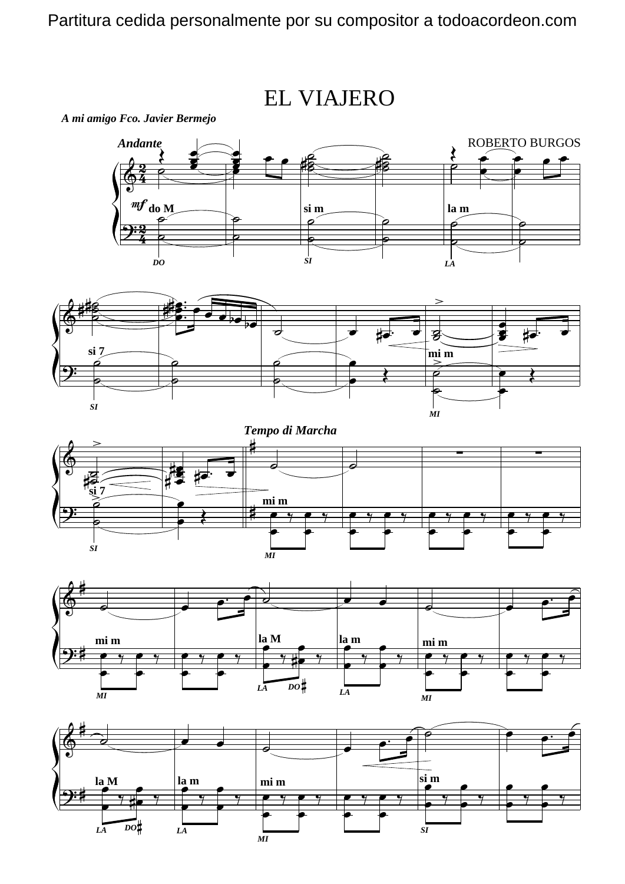Partitura cedida personalmente por su compositor a todoacordeon.com

# EL VIAJERO

*A mi amigo Fco. Javier Bermejo*

ROBERTO BURGOS

*Andante*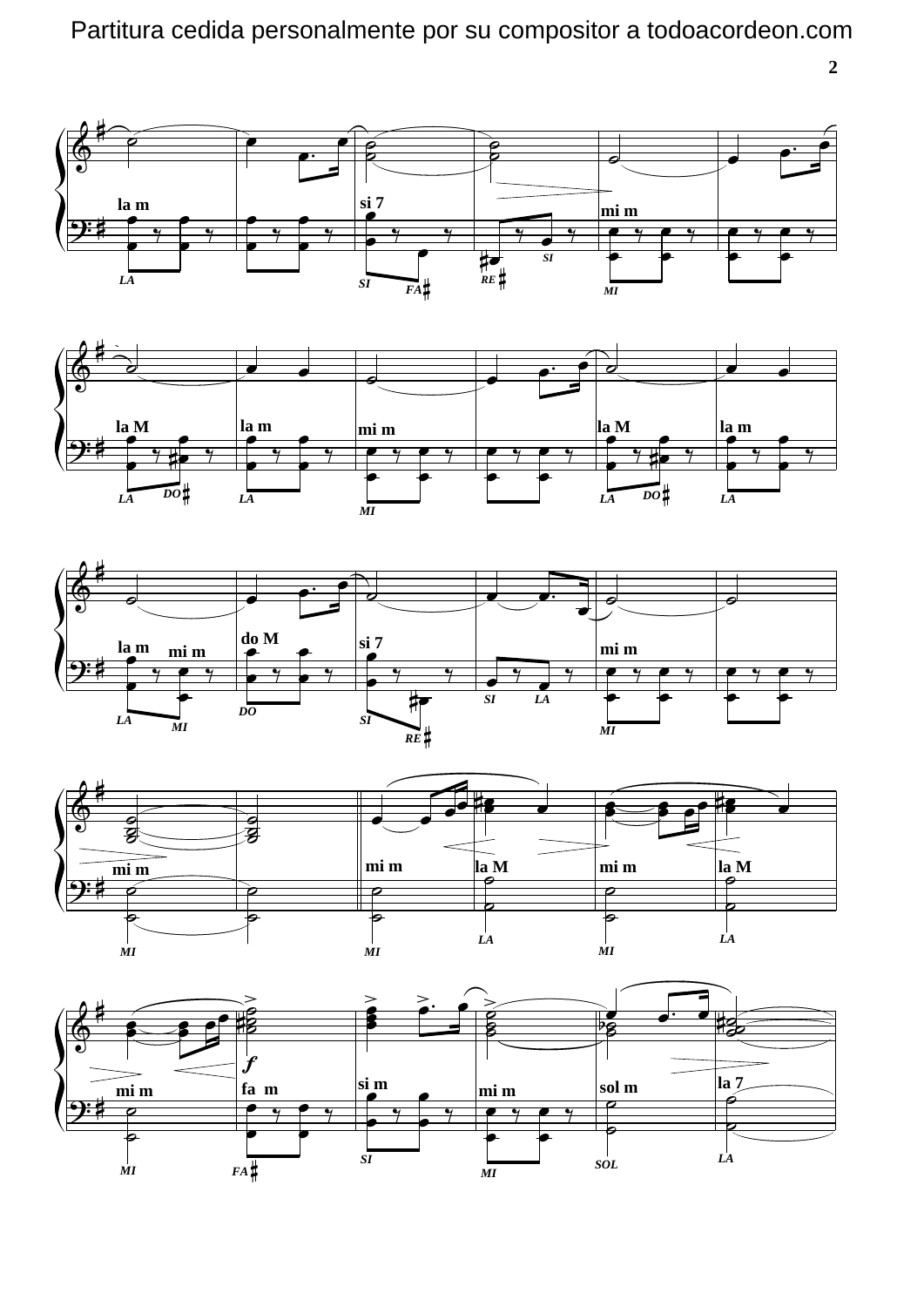Partitura cedida personalmente por su compositor a todoacordeon.com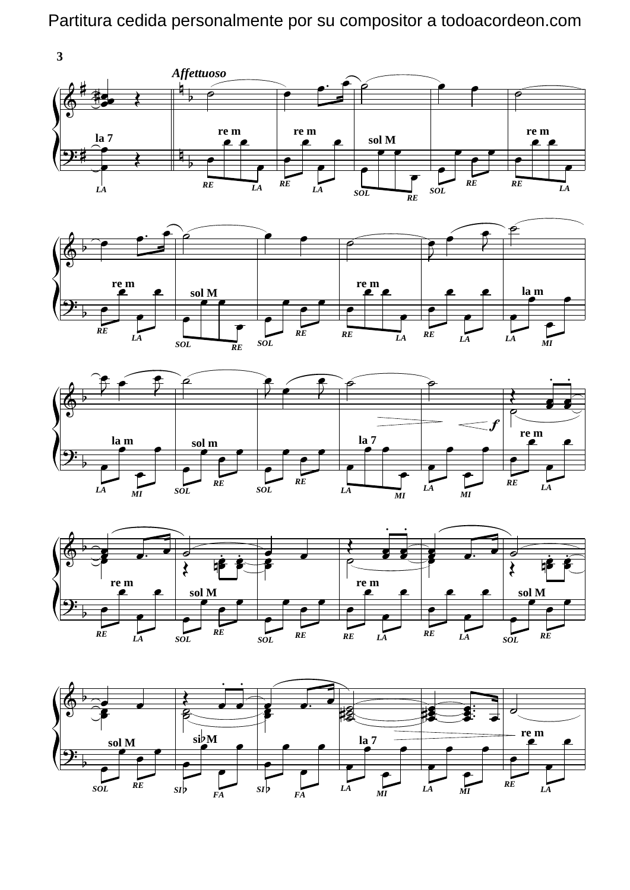Partitura cedida personalmente por su compositor a todoacordeon.com

*Affettuoso*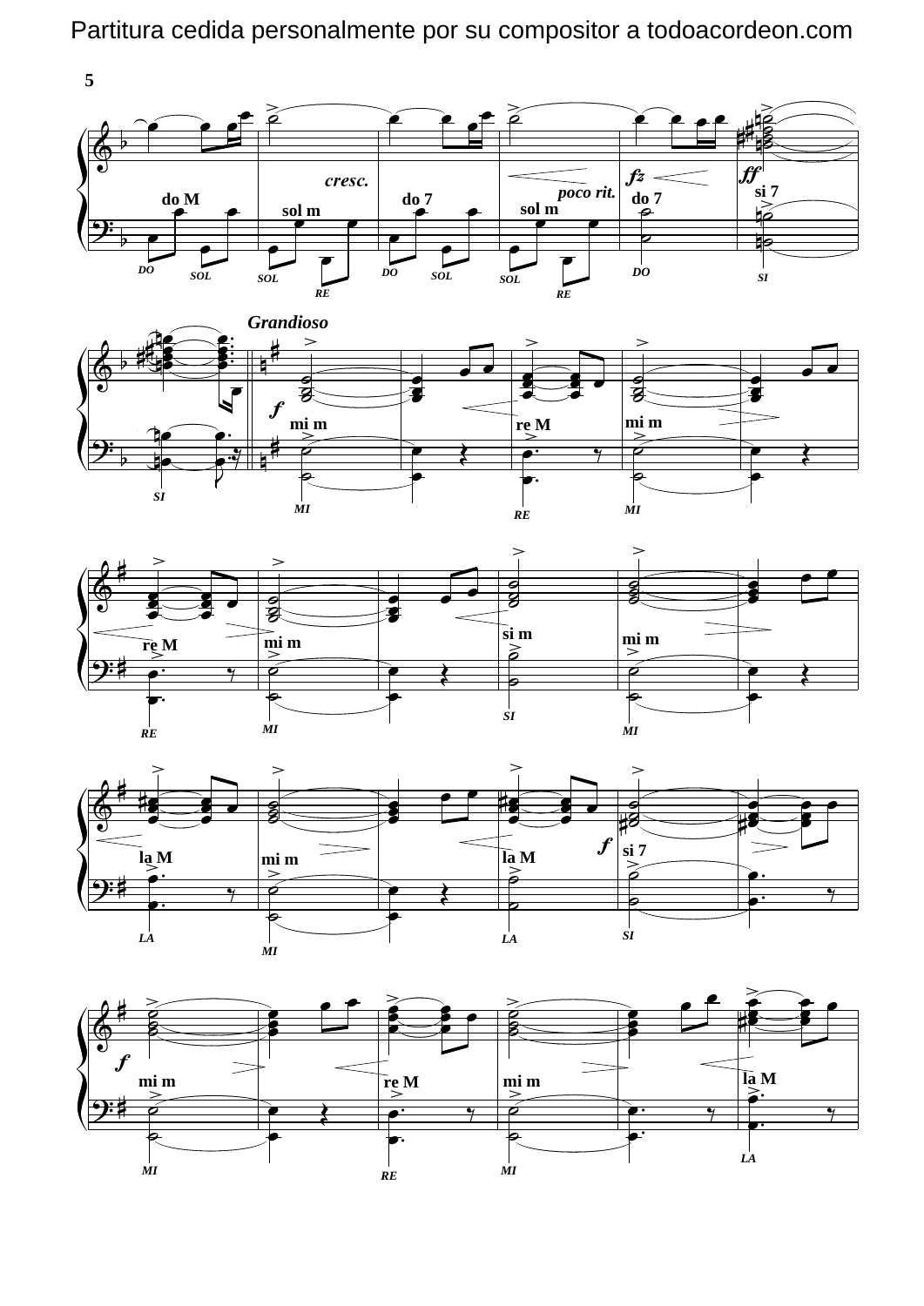Partitura cedida personalmente por su compositor a todoacordeon.com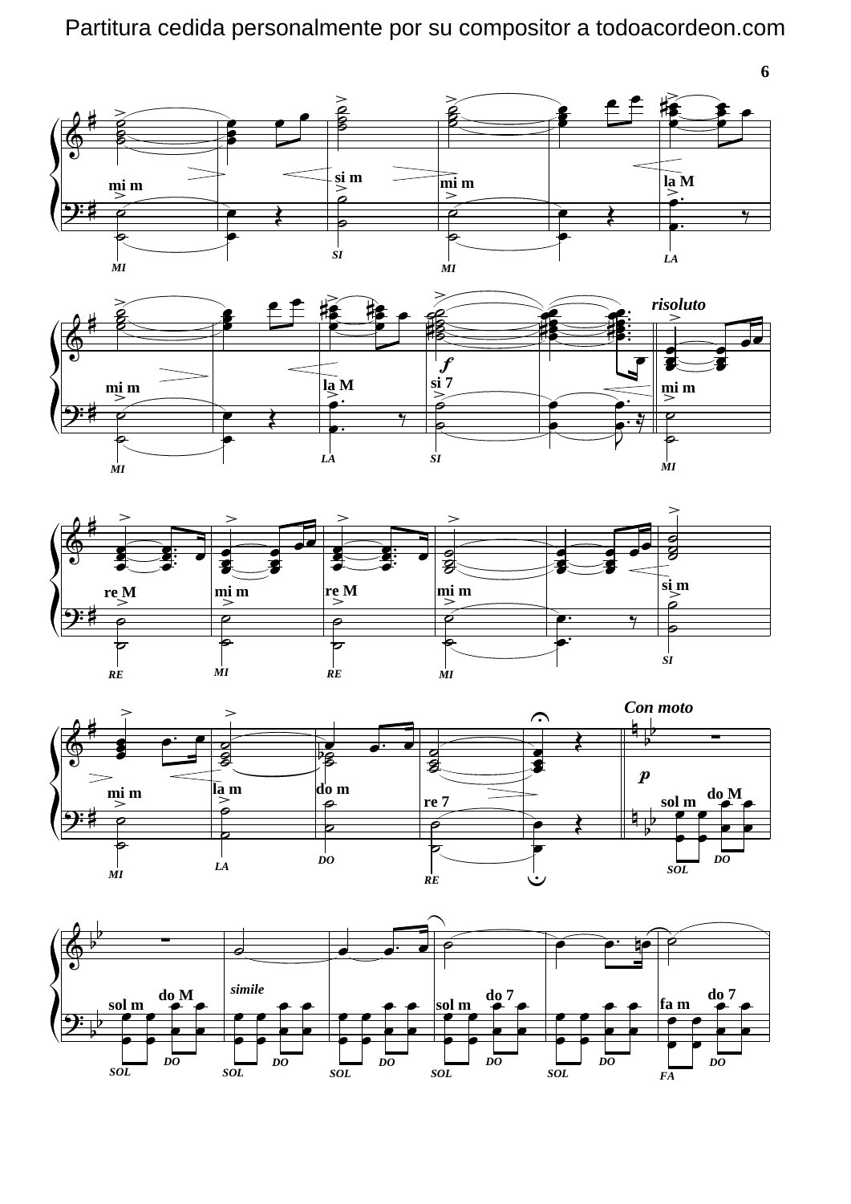Partitura cedida personalmente por su compositor a todoacordeon.com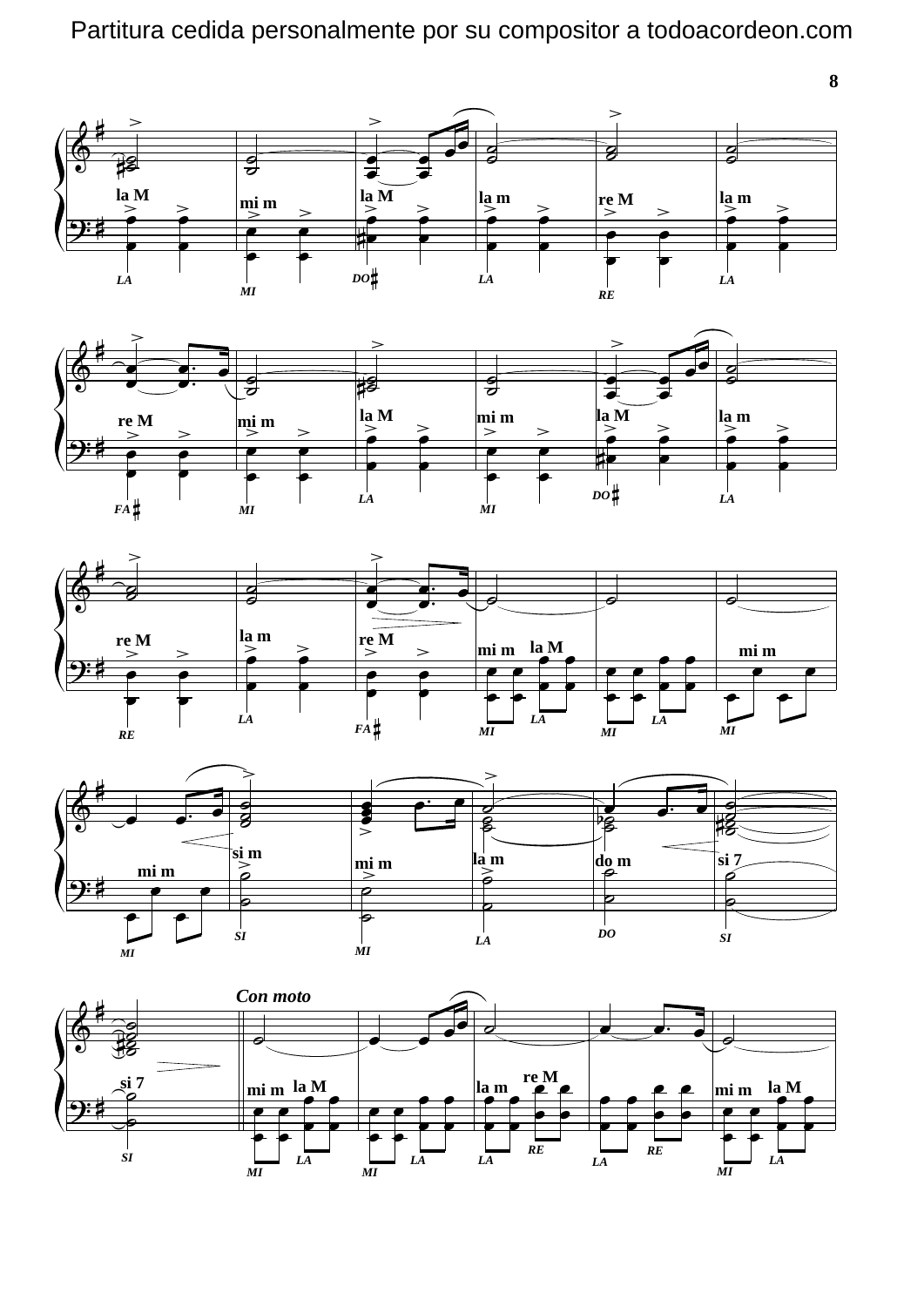*Con moto*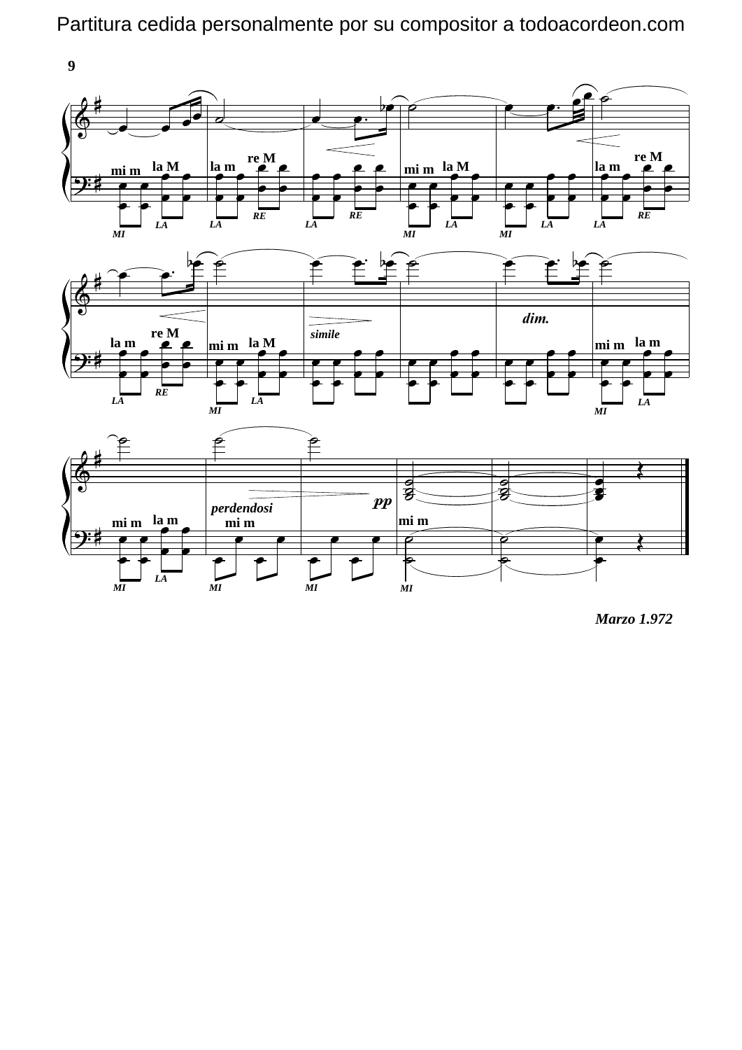Partitura cedida personalmente por su compositor a todoacordeon.com

*Marzo 1.972*